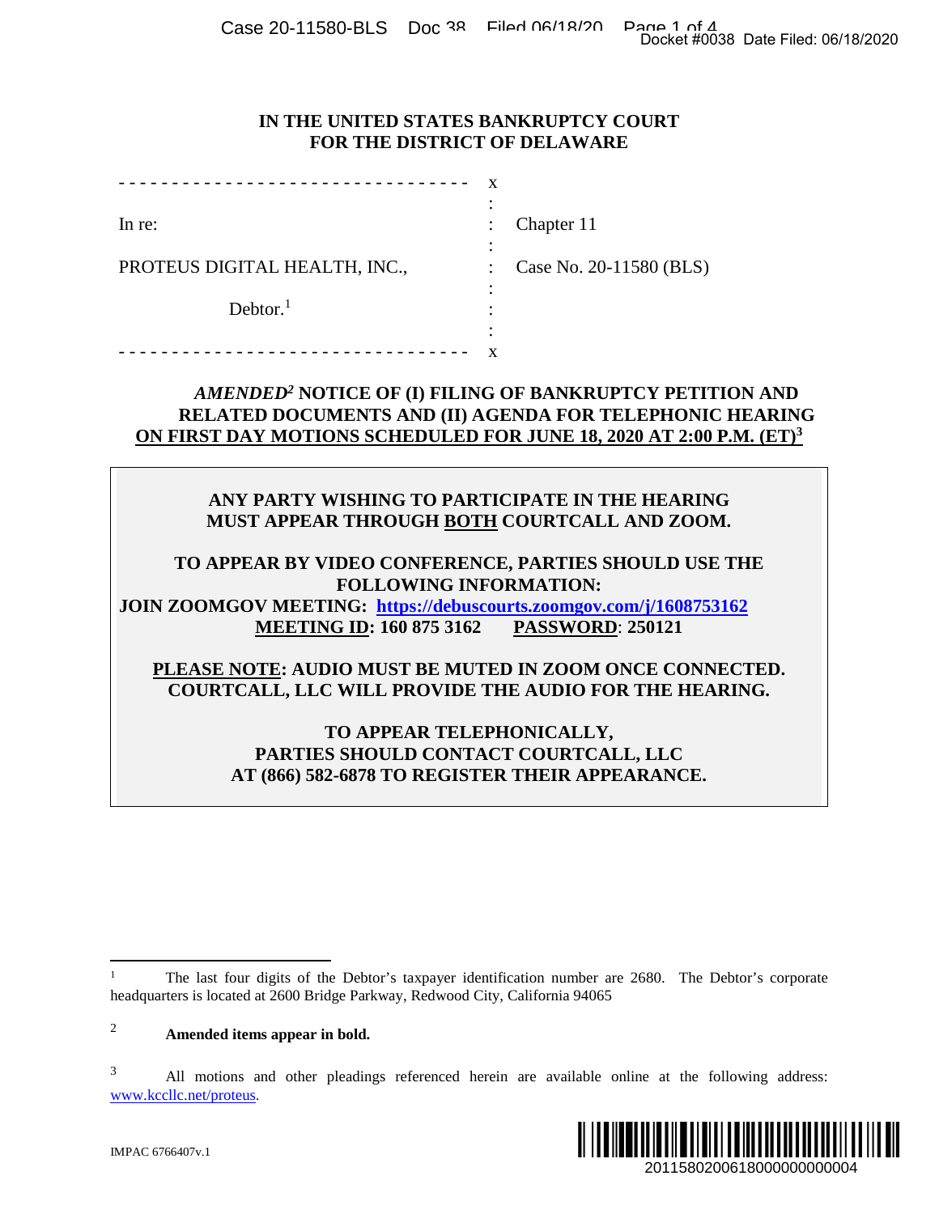**IN THE UNITED STATES BANKRUPTCY COURT**
**FOR THE DISTRICT OF DELAWARE**

| | | |
|---|---|---|
| In re: | : | Chapter 11 |
| PROTEUS DIGITAL HEALTH, INC., | : | Case No. 20-11580 (BLS) |
| Debtor.[1] | : | |

***AMENDED*[2] NOTICE OF (I) FILING OF BANKRUPTCY PETITION AND RELATED DOCUMENTS AND (II) AGENDA FOR TELEPHONIC HEARING ON FIRST DAY MOTIONS SCHEDULED FOR JUNE 18, 2020 AT 2:00 P.M. (ET)[3]**

**ANY PARTY WISHING TO PARTICIPATE IN THE HEARING MUST APPEAR THROUGH BOTH COURTCALL AND ZOOM.**

**TO APPEAR BY VIDEO CONFERENCE, PARTIES SHOULD USE THE FOLLOWING INFORMATION:**
**JOIN ZOOMGOV MEETING: https://debuscourts.zoomgov.com/j/1608753162**
**MEETING ID: 160 875 3162 PASSWORD: 250121**

**PLEASE NOTE: AUDIO MUST BE MUTED IN ZOOM ONCE CONNECTED. COURTCALL, LLC WILL PROVIDE THE AUDIO FOR THE HEARING.**

**TO APPEAR TELEPHONICALLY, PARTIES SHOULD CONTACT COURTCALL, LLC AT (866) 582-6878 TO REGISTER THEIR APPEARANCE.**

---

[1] The last four digits of the Debtor's taxpayer identification number are 2680. The Debtor's corporate headquarters is located at 2600 Bridge Parkway, Redwood City, California 94065

[2] **Amended items appear in bold.**

[3] All motions and other pleadings referenced herein are available online at the following address: www.kccllc.net/proteus.

IMPAC 6766407v.1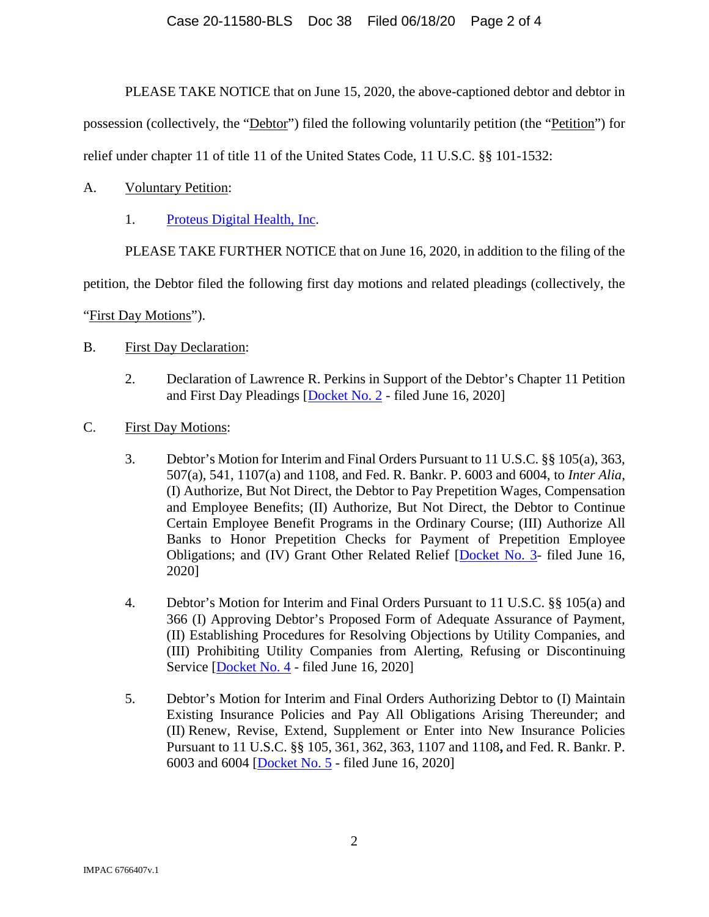PLEASE TAKE NOTICE that on June 15, 2020, the above-captioned debtor and debtor in possession (collectively, the "Debtor") filed the following voluntarily petition (the "Petition") for relief under chapter 11 of title 11 of the United States Code, 11 U.S.C. §§ 101-1532:

A. Voluntary Petition:

1. Proteus Digital Health, Inc.

PLEASE TAKE FURTHER NOTICE that on June 16, 2020, in addition to the filing of the petition, the Debtor filed the following first day motions and related pleadings (collectively, the "First Day Motions").

B. First Day Declaration:

2. Declaration of Lawrence R. Perkins in Support of the Debtor's Chapter 11 Petition and First Day Pleadings [Docket No. 2 - filed June 16, 2020]

C. First Day Motions:

3. Debtor's Motion for Interim and Final Orders Pursuant to 11 U.S.C. §§ 105(a), 363, 507(a), 541, 1107(a) and 1108, and Fed. R. Bankr. P. 6003 and 6004, to *Inter Alia*, (I) Authorize, But Not Direct, the Debtor to Pay Prepetition Wages, Compensation and Employee Benefits; (II) Authorize, But Not Direct, the Debtor to Continue Certain Employee Benefit Programs in the Ordinary Course; (III) Authorize All Banks to Honor Prepetition Checks for Payment of Prepetition Employee Obligations; and (IV) Grant Other Related Relief [Docket No. 3- filed June 16, 2020]

4. Debtor's Motion for Interim and Final Orders Pursuant to 11 U.S.C. §§ 105(a) and 366 (I) Approving Debtor's Proposed Form of Adequate Assurance of Payment, (II) Establishing Procedures for Resolving Objections by Utility Companies, and (III) Prohibiting Utility Companies from Alerting, Refusing or Discontinuing Service [Docket No. 4 - filed June 16, 2020]

5. Debtor's Motion for Interim and Final Orders Authorizing Debtor to (I) Maintain Existing Insurance Policies and Pay All Obligations Arising Thereunder; and (II) Renew, Revise, Extend, Supplement or Enter into New Insurance Policies Pursuant to 11 U.S.C. §§ 105, 361, 362, 363, 1107 and 1108**,** and Fed. R. Bankr. P. 6003 and 6004 [Docket No. 5 - filed June 16, 2020]

IMPAC 6766407v.1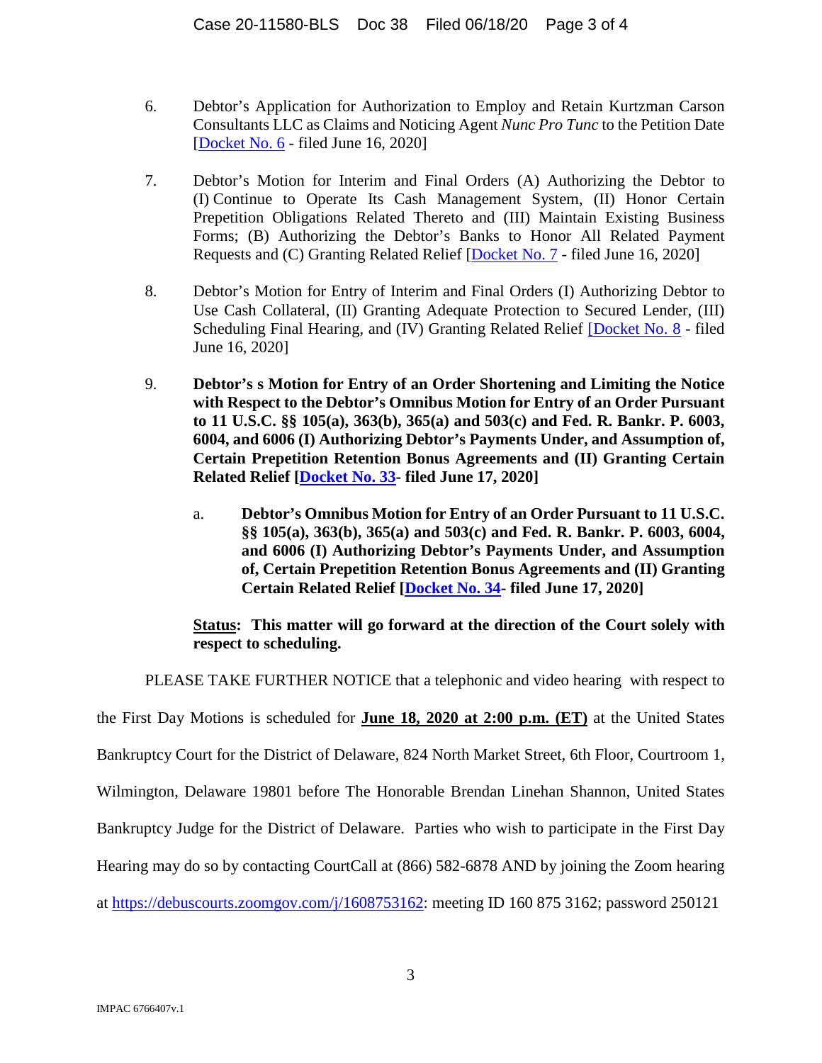6. Debtor's Application for Authorization to Employ and Retain Kurtzman Carson Consultants LLC as Claims and Noticing Agent *Nunc Pro Tunc* to the Petition Date [Docket No. 6 - filed June 16, 2020]

7. Debtor's Motion for Interim and Final Orders (A) Authorizing the Debtor to (I) Continue to Operate Its Cash Management System, (II) Honor Certain Prepetition Obligations Related Thereto and (III) Maintain Existing Business Forms; (B) Authorizing the Debtor's Banks to Honor All Related Payment Requests and (C) Granting Related Relief [Docket No. 7 - filed June 16, 2020]

8. Debtor's Motion for Entry of Interim and Final Orders (I) Authorizing Debtor to Use Cash Collateral, (II) Granting Adequate Protection to Secured Lender, (III) Scheduling Final Hearing, and (IV) Granting Related Relief [Docket No. 8 - filed June 16, 2020]

9. **Debtor's s Motion for Entry of an Order Shortening and Limiting the Notice with Respect to the Debtor's Omnibus Motion for Entry of an Order Pursuant to 11 U.S.C. §§ 105(a), 363(b), 365(a) and 503(c) and Fed. R. Bankr. P. 6003, 6004, and 6006 (I) Authorizing Debtor's Payments Under, and Assumption of, Certain Prepetition Retention Bonus Agreements and (II) Granting Certain Related Relief [Docket No. 33- filed June 17, 2020]**

   a. **Debtor's Omnibus Motion for Entry of an Order Pursuant to 11 U.S.C. §§ 105(a), 363(b), 365(a) and 503(c) and Fed. R. Bankr. P. 6003, 6004, and 6006 (I) Authorizing Debtor's Payments Under, and Assumption of, Certain Prepetition Retention Bonus Agreements and (II) Granting Certain Related Relief [Docket No. 34- filed June 17, 2020]**

   **Status: This matter will go forward at the direction of the Court solely with respect to scheduling.**

PLEASE TAKE FURTHER NOTICE that a telephonic and video hearing with respect to the First Day Motions is scheduled for **June 18, 2020 at 2:00 p.m. (ET)** at the United States Bankruptcy Court for the District of Delaware, 824 North Market Street, 6th Floor, Courtroom 1, Wilmington, Delaware 19801 before The Honorable Brendan Linehan Shannon, United States Bankruptcy Judge for the District of Delaware. Parties who wish to participate in the First Day Hearing may do so by contacting CourtCall at (866) 582-6878 AND by joining the Zoom hearing at https://debuscourts.zoomgov.com/j/1608753162: meeting ID 160 875 3162; password 250121

IMPAC 6766407v.1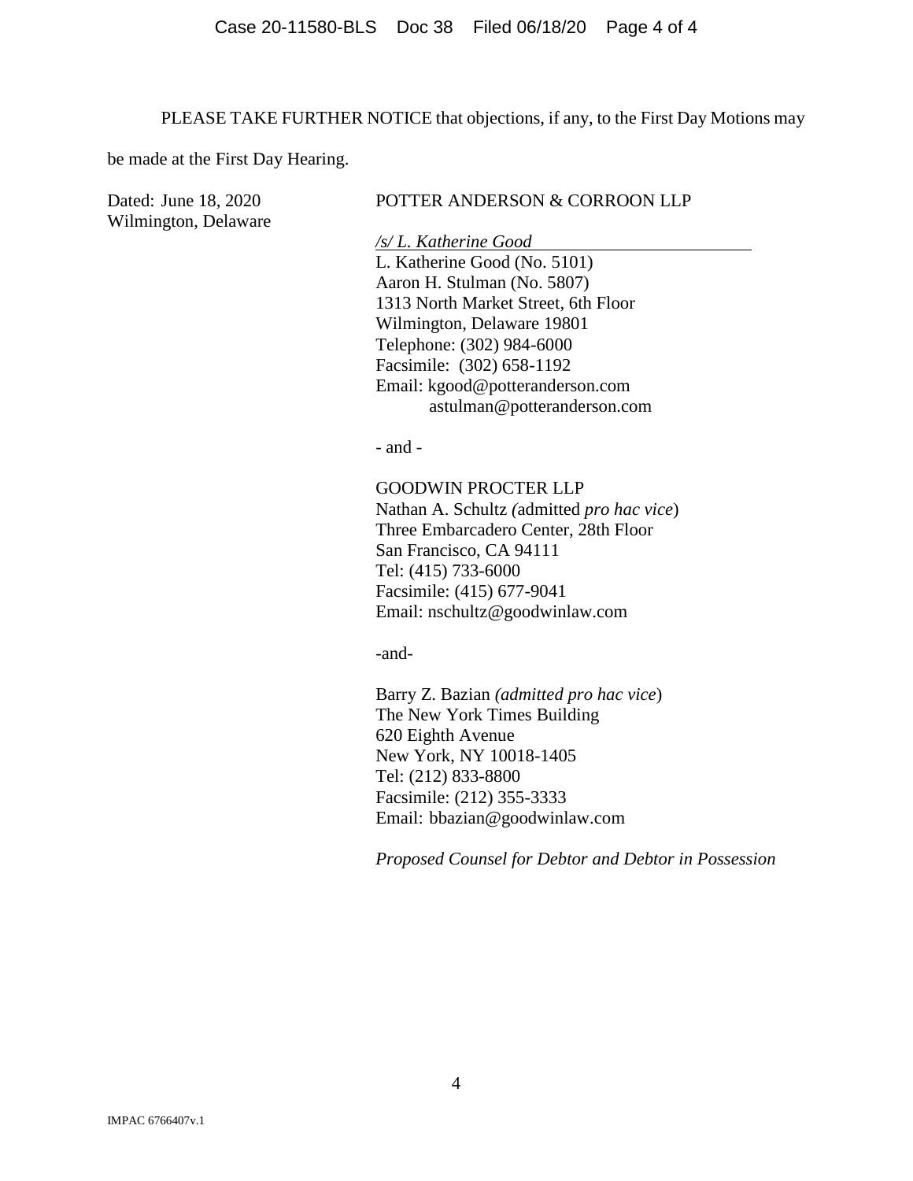PLEASE TAKE FURTHER NOTICE that objections, if any, to the First Day Motions may be made at the First Day Hearing.

Dated: June 18, 2020
Wilmington, Delaware

POTTER ANDERSON & CORROON LLP

*/s/ L. Katherine Good*
L. Katherine Good (No. 5101)
Aaron H. Stulman (No. 5807)
1313 North Market Street, 6th Floor
Wilmington, Delaware 19801
Telephone: (302) 984-6000
Facsimile: (302) 658-1192
Email: kgood@potteranderson.com
astulman@potteranderson.com

- and -

GOODWIN PROCTER LLP
Nathan A. Schultz (admitted *pro hac vice*)
Three Embarcadero Center, 28th Floor
San Francisco, CA 94111
Tel: (415) 733-6000
Facsimile: (415) 677-9041
Email: nschultz@goodwinlaw.com

-and-

Barry Z. Bazian *(admitted pro hac vice)*
The New York Times Building
620 Eighth Avenue
New York, NY 10018-1405
Tel: (212) 833-8800
Facsimile: (212) 355-3333
Email: bbazian@goodwinlaw.com

*Proposed Counsel for Debtor and Debtor in Possession*

IMPAC 6766407v.1